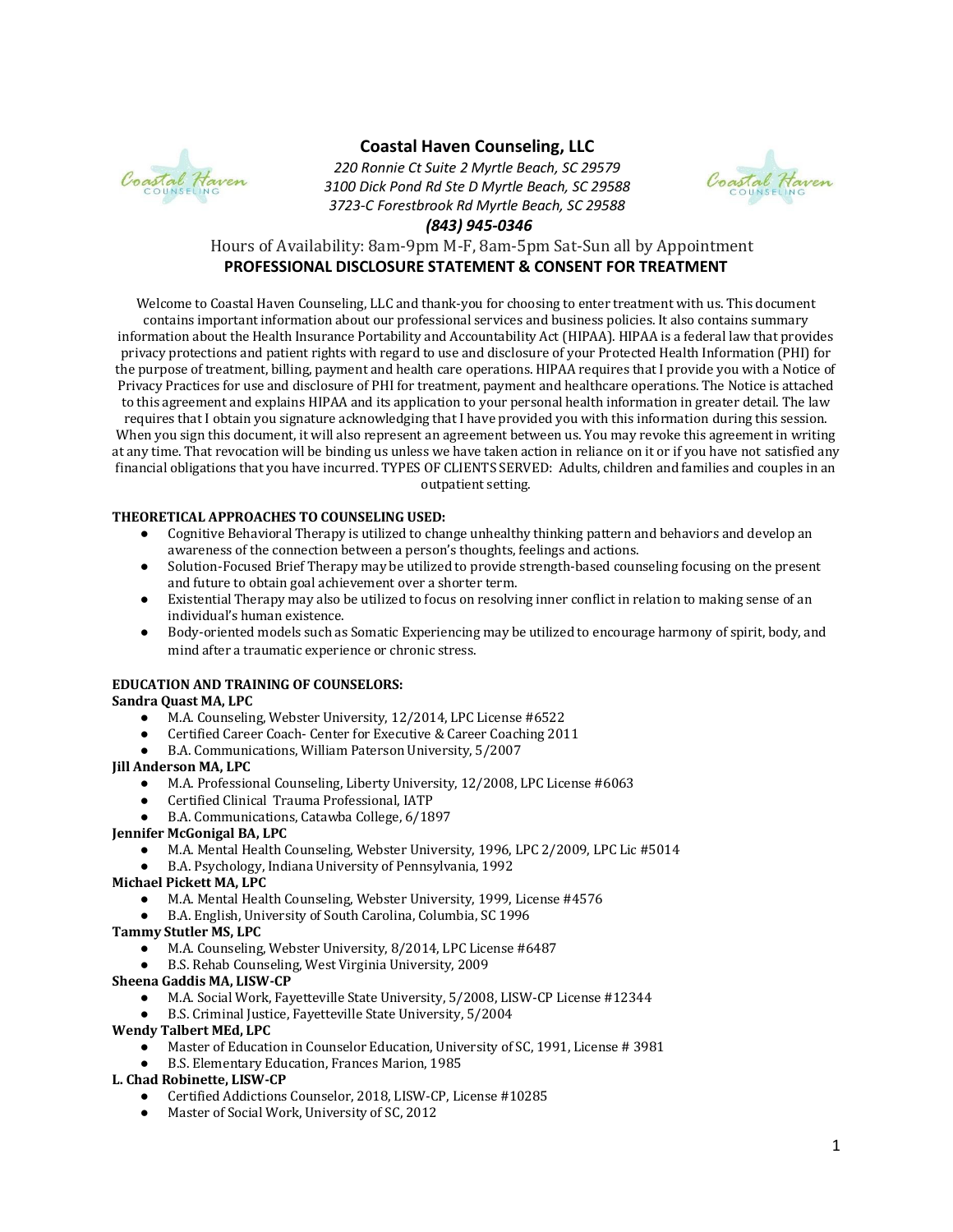# Coastal Haven Counseling, LLC

*220 Ronnie Ct Suite 2 Myrtle Beach, SC 29579*
*3100 Dick Pond Rd Ste D Myrtle Beach, SC 29588*
*3723-C Forestbrook Rd Myrtle Beach, SC 29588*
***(843) 945-0346***

Hours of Availability: 8am-9pm M-F, 8am-5pm Sat-Sun all by Appointment

## PROFESSIONAL DISCLOSURE STATEMENT & CONSENT FOR TREATMENT

Welcome to Coastal Haven Counseling, LLC and thank-you for choosing to enter treatment with us. This document contains important information about our professional services and business policies. It also contains summary information about the Health Insurance Portability and Accountability Act (HIPAA). HIPAA is a federal law that provides privacy protections and patient rights with regard to use and disclosure of your Protected Health Information (PHI) for the purpose of treatment, billing, payment and health care operations. HIPAA requires that I provide you with a Notice of Privacy Practices for use and disclosure of PHI for treatment, payment and healthcare operations. The Notice is attached to this agreement and explains HIPAA and its application to your personal health information in greater detail. The law requires that I obtain you signature acknowledging that I have provided you with this information during this session. When you sign this document, it will also represent an agreement between us. You may revoke this agreement in writing at any time. That revocation will be binding us unless we have taken action in reliance on it or if you have not satisfied any financial obligations that you have incurred. TYPES OF CLIENTS SERVED: Adults, children and families and couples in an outpatient setting.

**THEORETICAL APPROACHES TO COUNSELING USED:**

- Cognitive Behavioral Therapy is utilized to change unhealthy thinking pattern and behaviors and develop an awareness of the connection between a person's thoughts, feelings and actions.
- Solution-Focused Brief Therapy may be utilized to provide strength-based counseling focusing on the present and future to obtain goal achievement over a shorter term.
- Existential Therapy may also be utilized to focus on resolving inner conflict in relation to making sense of an individual's human existence.
- Body-oriented models such as Somatic Experiencing may be utilized to encourage harmony of spirit, body, and mind after a traumatic experience or chronic stress.

**EDUCATION AND TRAINING OF COUNSELORS:**

**Sandra Quast MA, LPC**

- M.A. Counseling, Webster University, 12/2014, LPC License #6522
- Certified Career Coach- Center for Executive & Career Coaching 2011
- B.A. Communications, William Paterson University, 5/2007

**Jill Anderson MA, LPC**

- M.A. Professional Counseling, Liberty University, 12/2008, LPC License #6063
- Certified Clinical Trauma Professional, IATP
- B.A. Communications, Catawba College, 6/1897

**Jennifer McGonigal BA, LPC**

- M.A. Mental Health Counseling, Webster University, 1996, LPC 2/2009, LPC Lic #5014
- B.A. Psychology, Indiana University of Pennsylvania, 1992

**Michael Pickett MA, LPC**

- M.A. Mental Health Counseling, Webster University, 1999, License #4576
- B.A. English, University of South Carolina, Columbia, SC 1996

**Tammy Stutler MS, LPC**

- M.A. Counseling, Webster University, 8/2014, LPC License #6487
- B.S. Rehab Counseling, West Virginia University, 2009

**Sheena Gaddis MA, LISW-CP**

- M.A. Social Work, Fayetteville State University, 5/2008, LISW-CP License #12344
- B.S. Criminal Justice, Fayetteville State University, 5/2004

**Wendy Talbert MEd, LPC**

- Master of Education in Counselor Education, University of SC, 1991, License # 3981
- B.S. Elementary Education, Frances Marion, 1985

**L. Chad Robinette, LISW-CP**

- Certified Addictions Counselor, 2018, LISW-CP, License #10285
- Master of Social Work, University of SC, 2012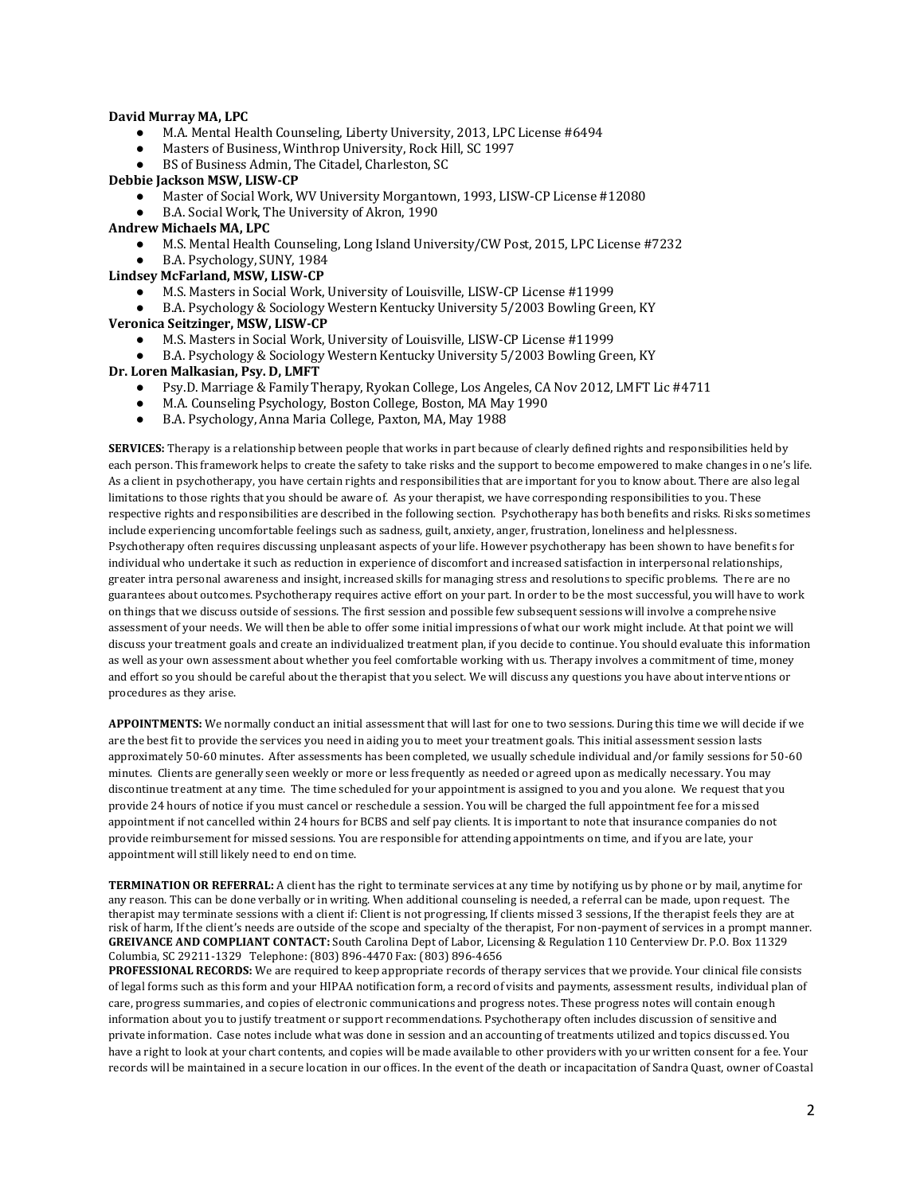**David Murray MA, LPC**

- M.A. Mental Health Counseling, Liberty University, 2013, LPC License #6494
- Masters of Business, Winthrop University, Rock Hill, SC 1997
- BS of Business Admin, The Citadel, Charleston, SC

**Debbie Jackson MSW, LISW-CP**

- Master of Social Work, WV University Morgantown, 1993, LISW-CP License #12080
- B.A. Social Work, The University of Akron, 1990

**Andrew Michaels MA, LPC**

- M.S. Mental Health Counseling, Long Island University/CW Post, 2015, LPC License #7232
- B.A. Psychology, SUNY, 1984

**Lindsey McFarland, MSW, LISW-CP**

- M.S. Masters in Social Work, University of Louisville, LISW-CP License #11999
- B.A. Psychology & Sociology Western Kentucky University 5/2003 Bowling Green, KY

**Veronica Seitzinger, MSW, LISW-CP**

- M.S. Masters in Social Work, University of Louisville, LISW-CP License #11999
- B.A. Psychology & Sociology Western Kentucky University 5/2003 Bowling Green, KY

**Dr. Loren Malkasian, Psy. D, LMFT**

- Psy.D. Marriage & Family Therapy, Ryokan College, Los Angeles, CA Nov 2012, LMFT Lic #4711
- M.A. Counseling Psychology, Boston College, Boston, MA May 1990
- B.A. Psychology, Anna Maria College, Paxton, MA, May 1988

**SERVICES:** Therapy is a relationship between people that works in part because of clearly defined rights and responsibilities held by each person. This framework helps to create the safety to take risks and the support to become empowered to make changes in one's life. As a client in psychotherapy, you have certain rights and responsibilities that are important for you to know about. There are also legal limitations to those rights that you should be aware of. As your therapist, we have corresponding responsibilities to you. These respective rights and responsibilities are described in the following section. Psychotherapy has both benefits and risks. Risks sometimes include experiencing uncomfortable feelings such as sadness, guilt, anxiety, anger, frustration, loneliness and helplessness. Psychotherapy often requires discussing unpleasant aspects of your life. However psychotherapy has been shown to have benefits for individual who undertake it such as reduction in experience of discomfort and increased satisfaction in interpersonal relationships, greater intra personal awareness and insight, increased skills for managing stress and resolutions to specific problems. There are no guarantees about outcomes. Psychotherapy requires active effort on your part. In order to be the most successful, you will have to work on things that we discuss outside of sessions. The first session and possible few subsequent sessions will involve a comprehensive assessment of your needs. We will then be able to offer some initial impressions of what our work might include. At that point we will discuss your treatment goals and create an individualized treatment plan, if you decide to continue. You should evaluate this information as well as your own assessment about whether you feel comfortable working with us. Therapy involves a commitment of time, money and effort so you should be careful about the therapist that you select. We will discuss any questions you have about interventions or procedures as they arise.

**APPOINTMENTS:** We normally conduct an initial assessment that will last for one to two sessions. During this time we will decide if we are the best fit to provide the services you need in aiding you to meet your treatment goals. This initial assessment session lasts approximately 50-60 minutes. After assessments has been completed, we usually schedule individual and/or family sessions for 50-60 minutes. Clients are generally seen weekly or more or less frequently as needed or agreed upon as medically necessary. You may discontinue treatment at any time. The time scheduled for your appointment is assigned to you and you alone. We request that you provide 24 hours of notice if you must cancel or reschedule a session. You will be charged the full appointment fee for a missed appointment if not cancelled within 24 hours for BCBS and self pay clients. It is important to note that insurance companies do not provide reimbursement for missed sessions. You are responsible for attending appointments on time, and if you are late, your appointment will still likely need to end on time.

**TERMINATION OR REFERRAL:** A client has the right to terminate services at any time by notifying us by phone or by mail, anytime for any reason. This can be done verbally or in writing. When additional counseling is needed, a referral can be made, upon request. The therapist may terminate sessions with a client if: Client is not progressing, If clients missed 3 sessions, If the therapist feels they are at risk of harm, If the client's needs are outside of the scope and specialty of the therapist, For non-payment of services in a prompt manner.

**GREIVANCE AND COMPLIANT CONTACT:** South Carolina Dept of Labor, Licensing & Regulation 110 Centerview Dr. P.O. Box 11329 Columbia, SC 29211-1329 Telephone: (803) 896-4470 Fax: (803) 896-4656

**PROFESSIONAL RECORDS:** We are required to keep appropriate records of therapy services that we provide. Your clinical file consists of legal forms such as this form and your HIPAA notification form, a record of visits and payments, assessment results, individual plan of care, progress summaries, and copies of electronic communications and progress notes. These progress notes will contain enough information about you to justify treatment or support recommendations. Psychotherapy often includes discussion of sensitive and private information. Case notes include what was done in session and an accounting of treatments utilized and topics discussed. You have a right to look at your chart contents, and copies will be made available to other providers with your written consent for a fee. Your records will be maintained in a secure location in our offices. In the event of the death or incapacitation of Sandra Quast, owner of Coastal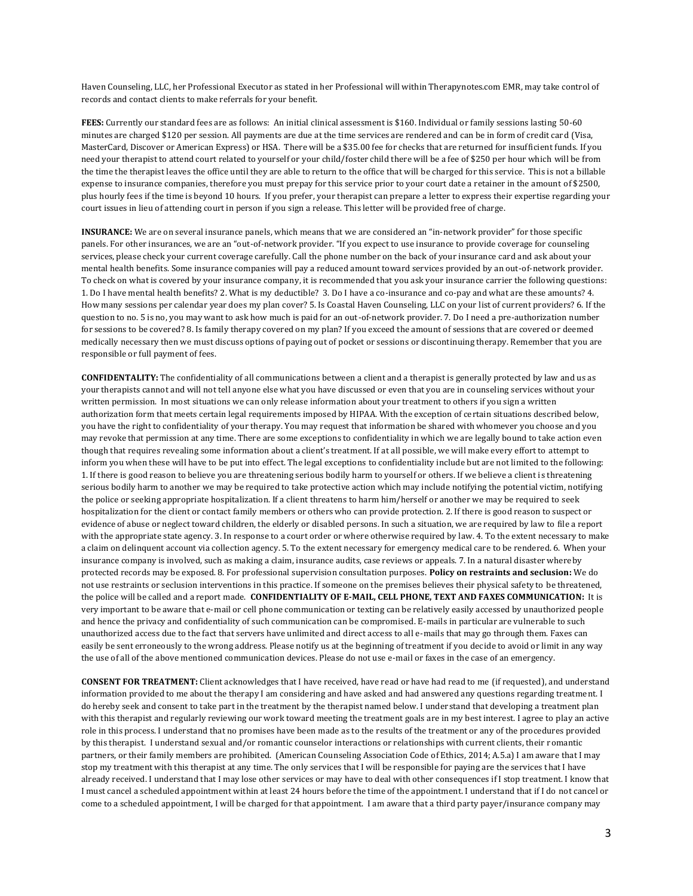Haven Counseling, LLC, her Professional Executor as stated in her Professional will within Therapynotes.com EMR, may take control of records and contact clients to make referrals for your benefit.

**FEES:** Currently our standard fees are as follows: An initial clinical assessment is $160. Individual or family sessions lasting 50-60 minutes are charged $120 per session. All payments are due at the time services are rendered and can be in form of credit card (Visa, MasterCard, Discover or American Express) or HSA. There will be a $35.00 fee for checks that are returned for insufficient funds. If you need your therapist to attend court related to yourself or your child/foster child there will be a fee of $250 per hour which will be from the time the therapist leaves the office until they are able to return to the office that will be charged for this service. This is not a billable expense to insurance companies, therefore you must prepay for this service prior to your court date a retainer in the amount of $2500, plus hourly fees if the time is beyond 10 hours. If you prefer, your therapist can prepare a letter to express their expertise regarding your court issues in lieu of attending court in person if you sign a release. This letter will be provided free of charge.

**INSURANCE:** We are on several insurance panels, which means that we are considered an "in-network provider" for those specific panels. For other insurances, we are an "out-of-network provider. "If you expect to use insurance to provide coverage for counseling services, please check your current coverage carefully. Call the phone number on the back of your insurance card and ask about your mental health benefits. Some insurance companies will pay a reduced amount toward services provided by an out-of-network provider. To check on what is covered by your insurance company, it is recommended that you ask your insurance carrier the following questions: 1. Do I have mental health benefits? 2. What is my deductible? 3. Do I have a co-insurance and co-pay and what are these amounts? 4. How many sessions per calendar year does my plan cover? 5. Is Coastal Haven Counseling, LLC on your list of current providers? 6. If the question to no. 5 is no, you may want to ask how much is paid for an out-of-network provider. 7. Do I need a pre-authorization number for sessions to be covered? 8. Is family therapy covered on my plan? If you exceed the amount of sessions that are covered or deemed medically necessary then we must discuss options of paying out of pocket or sessions or discontinuing therapy. Remember that you are responsible or full payment of fees.

**CONFIDENTALITY:** The confidentiality of all communications between a client and a therapist is generally protected by law and us as your therapists cannot and will not tell anyone else what you have discussed or even that you are in counseling services without your written permission. In most situations we can only release information about your treatment to others if you sign a written authorization form that meets certain legal requirements imposed by HIPAA. With the exception of certain situations described below, you have the right to confidentiality of your therapy. You may request that information be shared with whomever you choose and you may revoke that permission at any time. There are some exceptions to confidentiality in which we are legally bound to take action even though that requires revealing some information about a client's treatment. If at all possible, we will make every effort to attempt to inform you when these will have to be put into effect. The legal exceptions to confidentiality include but are not limited to the following: 1. If there is good reason to believe you are threatening serious bodily harm to yourself or others. If we believe a client is threatening serious bodily harm to another we may be required to take protective action which may include notifying the potential victim, notifying the police or seeking appropriate hospitalization. If a client threatens to harm him/herself or another we may be required to seek hospitalization for the client or contact family members or others who can provide protection. 2. If there is good reason to suspect or evidence of abuse or neglect toward children, the elderly or disabled persons. In such a situation, we are required by law to file a report with the appropriate state agency. 3. In response to a court order or where otherwise required by law. 4. To the extent necessary to make a claim on delinquent account via collection agency. 5. To the extent necessary for emergency medical care to be rendered. 6. When your insurance company is involved, such as making a claim, insurance audits, case reviews or appeals. 7. In a natural disaster whereby protected records may be exposed. 8. For professional supervision consultation purposes. **Policy on restraints and seclusion:** We do not use restraints or seclusion interventions in this practice. If someone on the premises believes their physical safety to be threatened, the police will be called and a report made. **CONFIDENTIALITY OF E-MAIL, CELL PHONE, TEXT AND FAXES COMMUNICATION:** It is very important to be aware that e-mail or cell phone communication or texting can be relatively easily accessed by unauthorized people and hence the privacy and confidentiality of such communication can be compromised. E-mails in particular are vulnerable to such unauthorized access due to the fact that servers have unlimited and direct access to all e-mails that may go through them. Faxes can easily be sent erroneously to the wrong address. Please notify us at the beginning of treatment if you decide to avoid or limit in any way the use of all of the above mentioned communication devices. Please do not use e-mail or faxes in the case of an emergency.

**CONSENT FOR TREATMENT:** Client acknowledges that I have received, have read or have had read to me (if requested), and understand information provided to me about the therapy I am considering and have asked and had answered any questions regarding treatment. I do hereby seek and consent to take part in the treatment by the therapist named below. I understand that developing a treatment plan with this therapist and regularly reviewing our work toward meeting the treatment goals are in my best interest. I agree to play an active role in this process. I understand that no promises have been made as to the results of the treatment or any of the procedures provided by this therapist. I understand sexual and/or romantic counselor interactions or relationships with current clients, their romantic partners, or their family members are prohibited. (American Counseling Association Code of Ethics, 2014; A.5.a) I am aware that I may stop my treatment with this therapist at any time. The only services that I will be responsible for paying are the services that I have already received. I understand that I may lose other services or may have to deal with other consequences if I stop treatment. I know that I must cancel a scheduled appointment within at least 24 hours before the time of the appointment. I understand that if I do not cancel or come to a scheduled appointment, I will be charged for that appointment. I am aware that a third party payer/insurance company may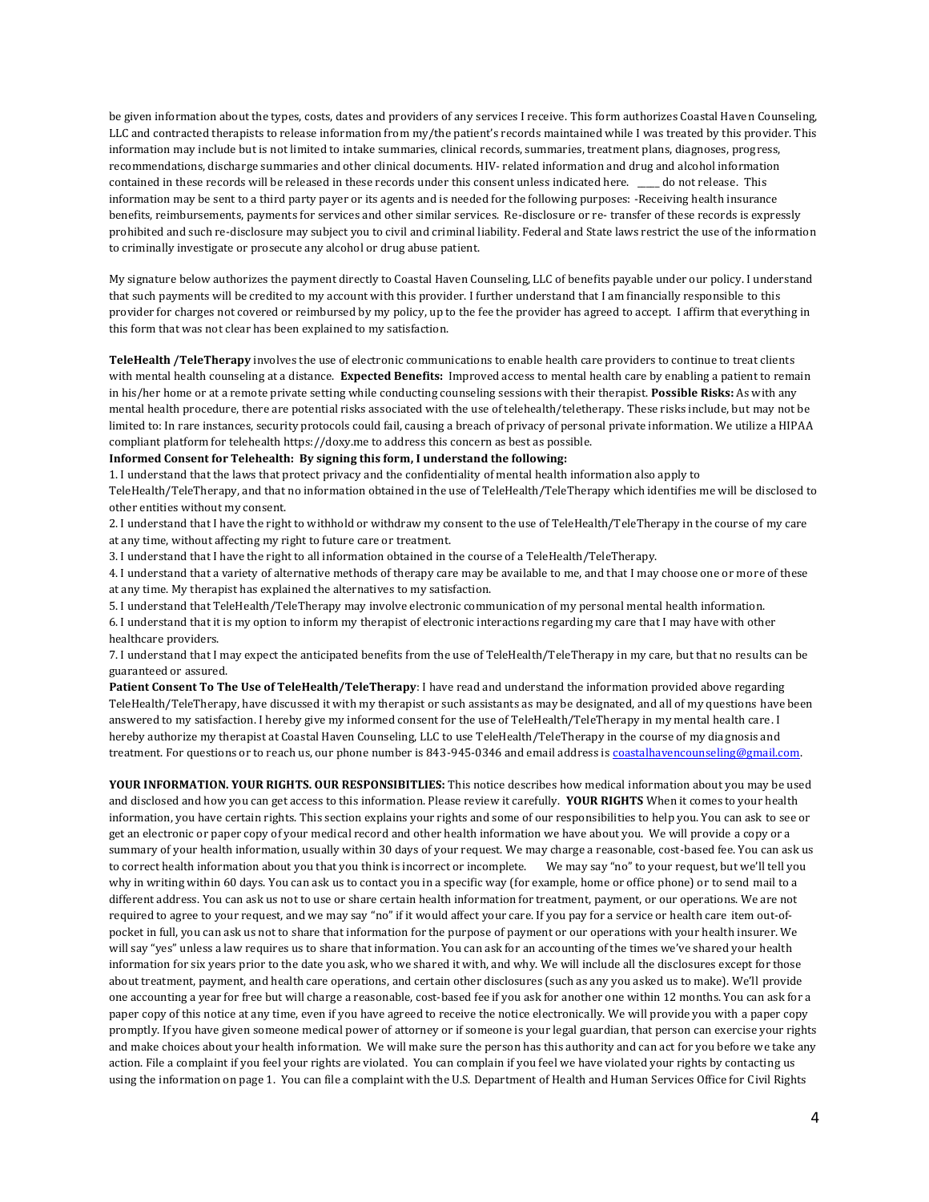be given information about the types, costs, dates and providers of any services I receive. This form authorizes Coastal Haven Counseling, LLC and contracted therapists to release information from my/the patient's records maintained while I was treated by this provider. This information may include but is not limited to intake summaries, clinical records, summaries, treatment plans, diagnoses, progress, recommendations, discharge summaries and other clinical documents. HIV- related information and drug and alcohol information contained in these records will be released in these records under this consent unless indicated here. _____ do not release. This information may be sent to a third party payer or its agents and is needed for the following purposes: -Receiving health insurance benefits, reimbursements, payments for services and other similar services. Re-disclosure or re- transfer of these records is expressly prohibited and such re-disclosure may subject you to civil and criminal liability. Federal and State laws restrict the use of the information to criminally investigate or prosecute any alcohol or drug abuse patient.

My signature below authorizes the payment directly to Coastal Haven Counseling, LLC of benefits payable under our policy. I understand that such payments will be credited to my account with this provider. I further understand that I am financially responsible to this provider for charges not covered or reimbursed by my policy, up to the fee the provider has agreed to accept. I affirm that everything in this form that was not clear has been explained to my satisfaction.

**TeleHealth /TeleTherapy** involves the use of electronic communications to enable health care providers to continue to treat clients with mental health counseling at a distance. **Expected Benefits:** Improved access to mental health care by enabling a patient to remain in his/her home or at a remote private setting while conducting counseling sessions with their therapist. **Possible Risks:** As with any mental health procedure, there are potential risks associated with the use of telehealth/teletherapy. These risks include, but may not be limited to: In rare instances, security protocols could fail, causing a breach of privacy of personal private information. We utilize a HIPAA compliant platform for telehealth https://doxy.me to address this concern as best as possible.

**Informed Consent for Telehealth: By signing this form, I understand the following:**

1. I understand that the laws that protect privacy and the confidentiality of mental health information also apply to TeleHealth/TeleTherapy, and that no information obtained in the use of TeleHealth/TeleTherapy which identifies me will be disclosed to other entities without my consent.
2. I understand that I have the right to withhold or withdraw my consent to the use of TeleHealth/TeleTherapy in the course of my care at any time, without affecting my right to future care or treatment.
3. I understand that I have the right to all information obtained in the course of a TeleHealth/TeleTherapy.
4. I understand that a variety of alternative methods of therapy care may be available to me, and that I may choose one or more of these at any time. My therapist has explained the alternatives to my satisfaction.
5. I understand that TeleHealth/TeleTherapy may involve electronic communication of my personal mental health information.
6. I understand that it is my option to inform my therapist of electronic interactions regarding my care that I may have with other healthcare providers.
7. I understand that I may expect the anticipated benefits from the use of TeleHealth/TeleTherapy in my care, but that no results can be guaranteed or assured.

**Patient Consent To The Use of TeleHealth/TeleTherapy**: I have read and understand the information provided above regarding TeleHealth/TeleTherapy, have discussed it with my therapist or such assistants as may be designated, and all of my questions have been answered to my satisfaction. I hereby give my informed consent for the use of TeleHealth/TeleTherapy in my mental health care. I hereby authorize my therapist at Coastal Haven Counseling, LLC to use TeleHealth/TeleTherapy in the course of my diagnosis and treatment. For questions or to reach us, our phone number is 843-945-0346 and email address is coastalhavencounseling@gmail.com.

**YOUR INFORMATION. YOUR RIGHTS. OUR RESPONSIBITLIES:** This notice describes how medical information about you may be used and disclosed and how you can get access to this information. Please review it carefully. **YOUR RIGHTS** When it comes to your health information, you have certain rights. This section explains your rights and some of our responsibilities to help you. You can ask to see or get an electronic or paper copy of your medical record and other health information we have about you. We will provide a copy or a summary of your health information, usually within 30 days of your request. We may charge a reasonable, cost-based fee. You can ask us to correct health information about you that you think is incorrect or incomplete. We may say "no" to your request, but we'll tell you why in writing within 60 days. You can ask us to contact you in a specific way (for example, home or office phone) or to send mail to a different address. You can ask us not to use or share certain health information for treatment, payment, or our operations. We are not required to agree to your request, and we may say "no" if it would affect your care. If you pay for a service or health care item out-of-pocket in full, you can ask us not to share that information for the purpose of payment or our operations with your health insurer. We will say "yes" unless a law requires us to share that information. You can ask for an accounting of the times we've shared your health information for six years prior to the date you ask, who we shared it with, and why. We will include all the disclosures except for those about treatment, payment, and health care operations, and certain other disclosures (such as any you asked us to make). We'll provide one accounting a year for free but will charge a reasonable, cost-based fee if you ask for another one within 12 months. You can ask for a paper copy of this notice at any time, even if you have agreed to receive the notice electronically. We will provide you with a paper copy promptly. If you have given someone medical power of attorney or if someone is your legal guardian, that person can exercise your rights and make choices about your health information. We will make sure the person has this authority and can act for you before we take any action. File a complaint if you feel your rights are violated. You can complain if you feel we have violated your rights by contacting us using the information on page 1. You can file a complaint with the U.S. Department of Health and Human Services Office for Civil Rights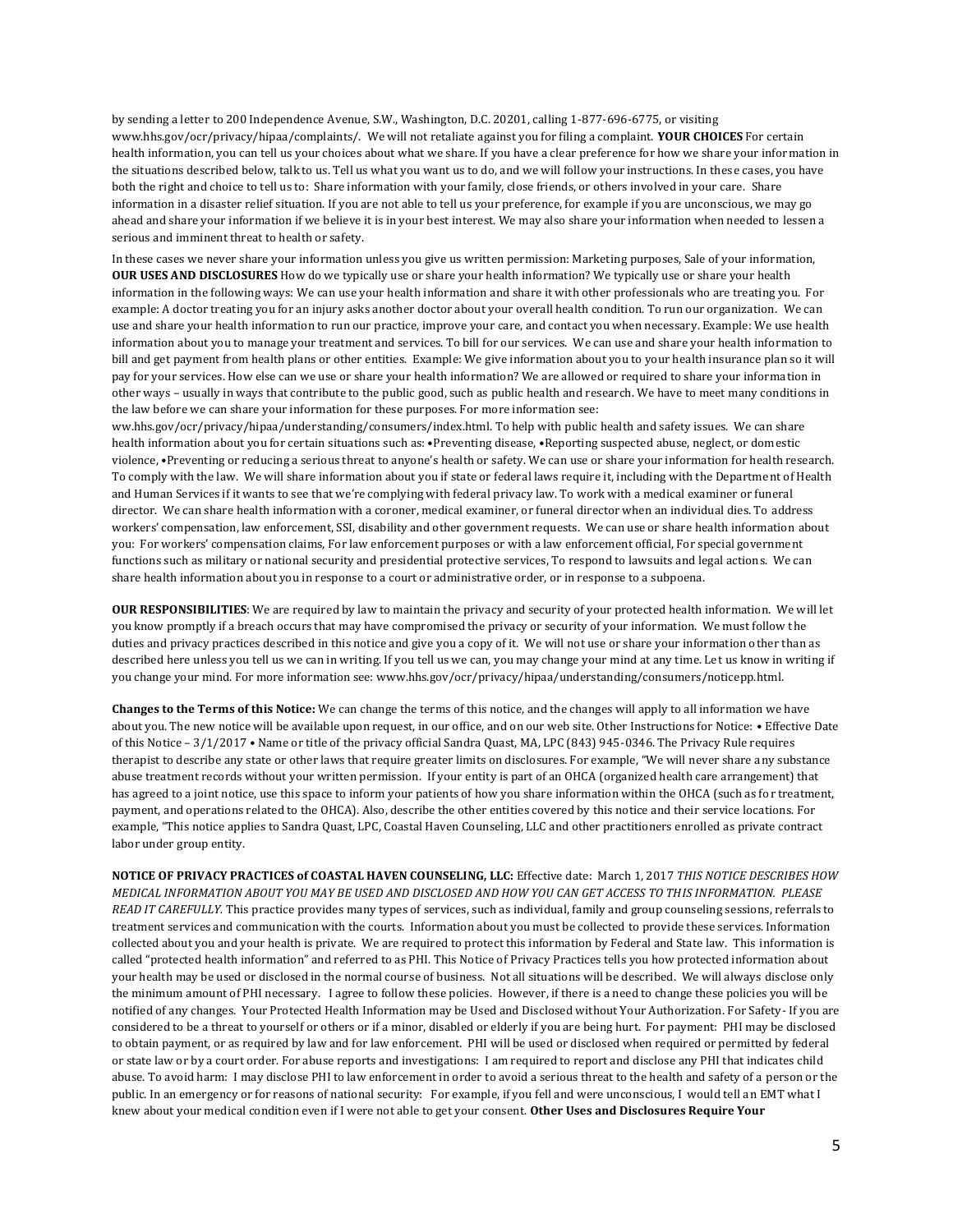by sending a letter to 200 Independence Avenue, S.W., Washington, D.C. 20201, calling 1-877-696-6775, or visiting www.hhs.gov/ocr/privacy/hipaa/complaints/. We will not retaliate against you for filing a complaint. **YOUR CHOICES** For certain health information, you can tell us your choices about what we share. If you have a clear preference for how we share your information in the situations described below, talk to us. Tell us what you want us to do, and we will follow your instructions. In these cases, you have both the right and choice to tell us to: Share information with your family, close friends, or others involved in your care. Share information in a disaster relief situation. If you are not able to tell us your preference, for example if you are unconscious, we may go ahead and share your information if we believe it is in your best interest. We may also share your information when needed to lessen a serious and imminent threat to health or safety.

In these cases we never share your information unless you give us written permission: Marketing purposes, Sale of your information, **OUR USES AND DISCLOSURES** How do we typically use or share your health information? We typically use or share your health information in the following ways: We can use your health information and share it with other professionals who are treating you. For example: A doctor treating you for an injury asks another doctor about your overall health condition. To run our organization. We can use and share your health information to run our practice, improve your care, and contact you when necessary. Example: We use health information about you to manage your treatment and services. To bill for our services. We can use and share your health information to bill and get payment from health plans or other entities. Example: We give information about you to your health insurance plan so it will pay for your services. How else can we use or share your health information? We are allowed or required to share your information in other ways – usually in ways that contribute to the public good, such as public health and research. We have to meet many conditions in the law before we can share your information for these purposes. For more information see: ww.hhs.gov/ocr/privacy/hipaa/understanding/consumers/index.html. To help with public health and safety issues. We can share health information about you for certain situations such as: •Preventing disease, •Reporting suspected abuse, neglect, or domestic violence, •Preventing or reducing a serious threat to anyone's health or safety. We can use or share your information for health research. To comply with the law. We will share information about you if state or federal laws require it, including with the Department of Health and Human Services if it wants to see that we're complying with federal privacy law. To work with a medical examiner or funeral director. We can share health information with a coroner, medical examiner, or funeral director when an individual dies. To address workers' compensation, law enforcement, SSI, disability and other government requests. We can use or share health information about you: For workers' compensation claims, For law enforcement purposes or with a law enforcement official, For special government functions such as military or national security and presidential protective services, To respond to lawsuits and legal actions. We can share health information about you in response to a court or administrative order, or in response to a subpoena.

**OUR RESPONSIBILITIES**: We are required by law to maintain the privacy and security of your protected health information. We will let you know promptly if a breach occurs that may have compromised the privacy or security of your information. We must follow the duties and privacy practices described in this notice and give you a copy of it. We will not use or share your information other than as described here unless you tell us we can in writing. If you tell us we can, you may change your mind at any time. Let us know in writing if you change your mind. For more information see: www.hhs.gov/ocr/privacy/hipaa/understanding/consumers/noticepp.html.

**Changes to the Terms of this Notice:** We can change the terms of this notice, and the changes will apply to all information we have about you. The new notice will be available upon request, in our office, and on our web site. Other Instructions for Notice: • Effective Date of this Notice – 3/1/2017 • Name or title of the privacy official Sandra Quast, MA, LPC (843) 945-0346. The Privacy Rule requires therapist to describe any state or other laws that require greater limits on disclosures. For example, "We will never share any substance abuse treatment records without your written permission. If your entity is part of an OHCA (organized health care arrangement) that has agreed to a joint notice, use this space to inform your patients of how you share information within the OHCA (such as for treatment, payment, and operations related to the OHCA). Also, describe the other entities covered by this notice and their service locations. For example, "This notice applies to Sandra Quast, LPC, Coastal Haven Counseling, LLC and other practitioners enrolled as private contract labor under group entity.

**NOTICE OF PRIVACY PRACTICES of COASTAL HAVEN COUNSELING, LLC:** Effective date: March 1, 2017 *THIS NOTICE DESCRIBES HOW MEDICAL INFORMATION ABOUT YOU MAY BE USED AND DISCLOSED AND HOW YOU CAN GET ACCESS TO THIS INFORMATION. PLEASE READ IT CAREFULLY.* This practice provides many types of services, such as individual, family and group counseling sessions, referrals to treatment services and communication with the courts. Information about you must be collected to provide these services. Information collected about you and your health is private. We are required to protect this information by Federal and State law. This information is called "protected health information" and referred to as PHI. This Notice of Privacy Practices tells you how protected information about your health may be used or disclosed in the normal course of business. Not all situations will be described. We will always disclose only the minimum amount of PHI necessary. I agree to follow these policies. However, if there is a need to change these policies you will be notified of any changes. Your Protected Health Information may be Used and Disclosed without Your Authorization. For Safety- If you are considered to be a threat to yourself or others or if a minor, disabled or elderly if you are being hurt. For payment: PHI may be disclosed to obtain payment, or as required by law and for law enforcement. PHI will be used or disclosed when required or permitted by federal or state law or by a court order. For abuse reports and investigations: I am required to report and disclose any PHI that indicates child abuse. To avoid harm: I may disclose PHI to law enforcement in order to avoid a serious threat to the health and safety of a person or the public. In an emergency or for reasons of national security: For example, if you fell and were unconscious, I would tell an EMT what I knew about your medical condition even if I were not able to get your consent. **Other Uses and Disclosures Require Your**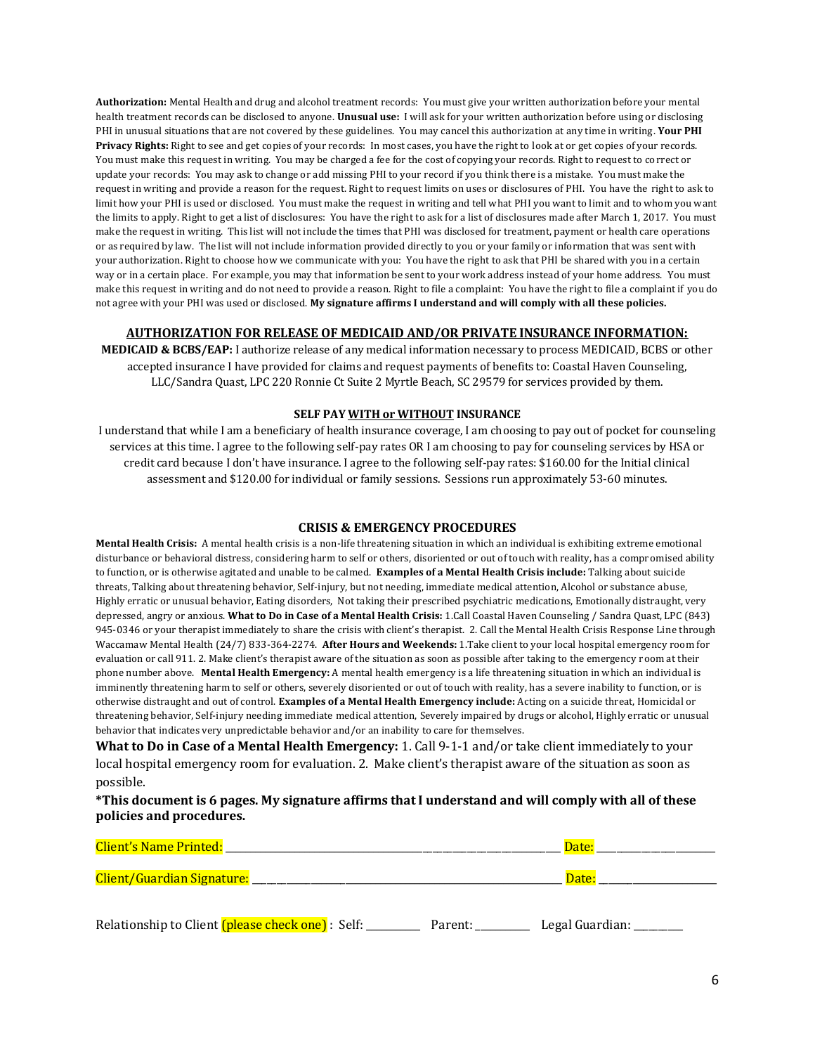**Authorization:** Mental Health and drug and alcohol treatment records: You must give your written authorization before your mental health treatment records can be disclosed to anyone. **Unusual use:** I will ask for your written authorization before using or disclosing PHI in unusual situations that are not covered by these guidelines. You may cancel this authorization at any time in writing. **Your PHI Privacy Rights:** Right to see and get copies of your records: In most cases, you have the right to look at or get copies of your records. You must make this request in writing. You may be charged a fee for the cost of copying your records. Right to request to correct or update your records: You may ask to change or add missing PHI to your record if you think there is a mistake. You must make the request in writing and provide a reason for the request. Right to request limits on uses or disclosures of PHI. You have the right to ask to limit how your PHI is used or disclosed. You must make the request in writing and tell what PHI you want to limit and to whom you want the limits to apply. Right to get a list of disclosures: You have the right to ask for a list of disclosures made after March 1, 2017. You must make the request in writing. This list will not include the times that PHI was disclosed for treatment, payment or health care operations or as required by law. The list will not include information provided directly to you or your family or information that was sent with your authorization. Right to choose how we communicate with you: You have the right to ask that PHI be shared with you in a certain way or in a certain place. For example, you may that information be sent to your work address instead of your home address. You must make this request in writing and do not need to provide a reason. Right to file a complaint: You have the right to file a complaint if you do not agree with your PHI was used or disclosed. **My signature affirms I understand and will comply with all these policies.**

## AUTHORIZATION FOR RELEASE OF MEDICAID AND/OR PRIVATE INSURANCE INFORMATION:

**MEDICAID & BCBS/EAP:** I authorize release of any medical information necessary to process MEDICAID, BCBS or other accepted insurance I have provided for claims and request payments of benefits to: Coastal Haven Counseling, LLC/Sandra Quast, LPC 220 Ronnie Ct Suite 2 Myrtle Beach, SC 29579 for services provided by them.

### SELF PAY WITH or WITHOUT INSURANCE

I understand that while I am a beneficiary of health insurance coverage, I am choosing to pay out of pocket for counseling services at this time. I agree to the following self-pay rates OR I am choosing to pay for counseling services by HSA or credit card because I don't have insurance. I agree to the following self-pay rates: $160.00 for the Initial clinical assessment and $120.00 for individual or family sessions. Sessions run approximately 53-60 minutes.

### CRISIS & EMERGENCY PROCEDURES

**Mental Health Crisis:** A mental health crisis is a non-life threatening situation in which an individual is exhibiting extreme emotional disturbance or behavioral distress, considering harm to self or others, disoriented or out of touch with reality, has a compromised ability to function, or is otherwise agitated and unable to be calmed. **Examples of a Mental Health Crisis include:** Talking about suicide threats, Talking about threatening behavior, Self-injury, but not needing, immediate medical attention, Alcohol or substance abuse, Highly erratic or unusual behavior, Eating disorders, Not taking their prescribed psychiatric medications, Emotionally distraught, very depressed, angry or anxious. **What to Do in Case of a Mental Health Crisis:** 1.Call Coastal Haven Counseling / Sandra Quast, LPC (843) 945-0346 or your therapist immediately to share the crisis with client's therapist. 2. Call the Mental Health Crisis Response Line through Waccamaw Mental Health (24/7) 833-364-2274. **After Hours and Weekends:** 1.Take client to your local hospital emergency room for evaluation or call 911. 2. Make client's therapist aware of the situation as soon as possible after taking to the emergency room at their phone number above. **Mental Health Emergency:** A mental health emergency is a life threatening situation in which an individual is imminently threatening harm to self or others, severely disoriented or out of touch with reality, has a severe inability to function, or is otherwise distraught and out of control. **Examples of a Mental Health Emergency include:** Acting on a suicide threat, Homicidal or threatening behavior, Self-injury needing immediate medical attention, Severely impaired by drugs or alcohol, Highly erratic or unusual behavior that indicates very unpredictable behavior and/or an inability to care for themselves.

**What to Do in Case of a Mental Health Emergency:** 1. Call 9-1-1 and/or take client immediately to your local hospital emergency room for evaluation. 2. Make client's therapist aware of the situation as soon as possible.

**\*This document is 6 pages. My signature affirms that I understand and will comply with all of these policies and procedures.**

Client's Name Printed: ______________________________ Date: ______________

Client/Guardian Signature: ______________________________ Date: ______________

Relationship to Client (please check one) : Self: ________ Parent: ________ Legal Guardian: ________